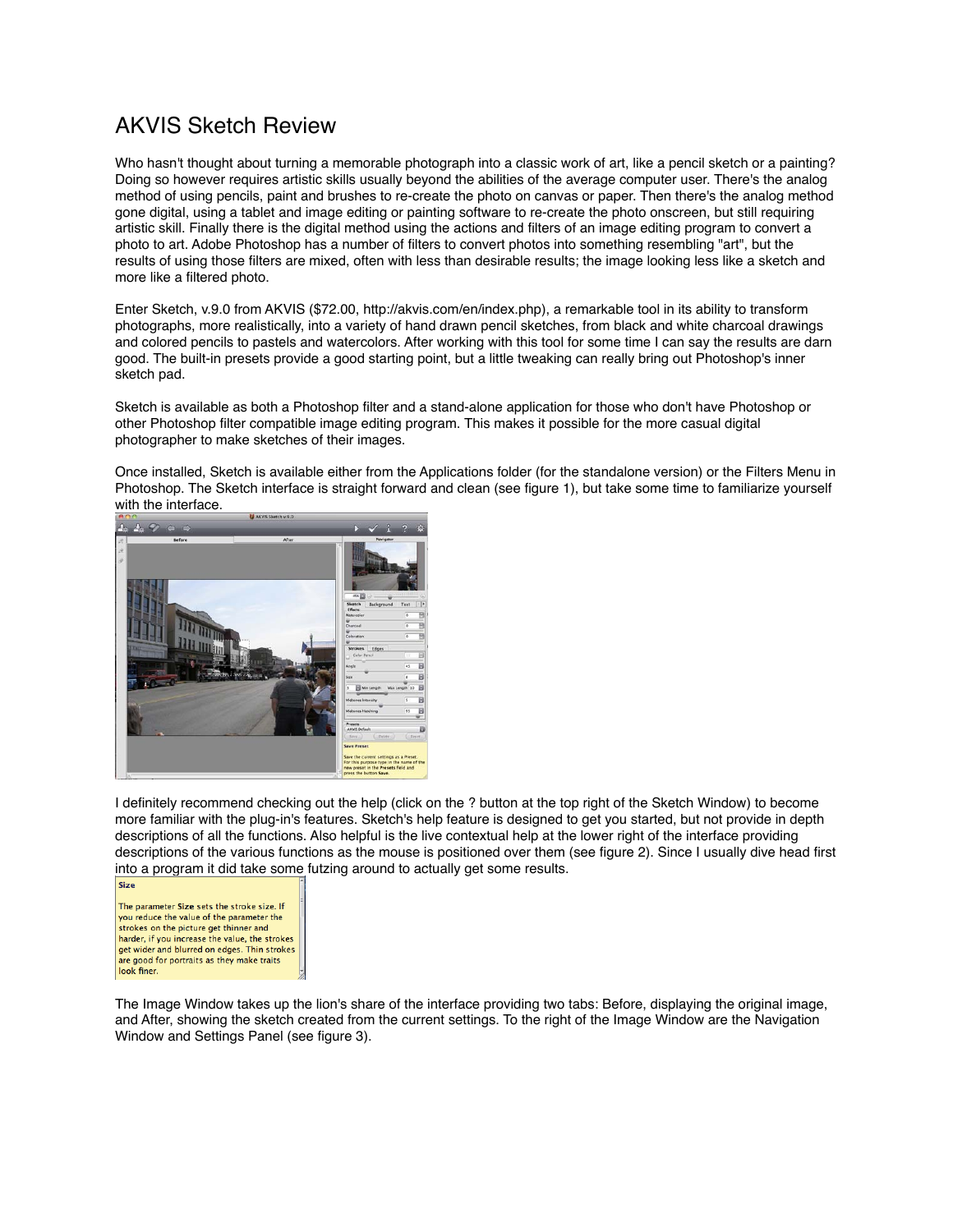# AKVIS Sketch Review

Who hasn't thought about turning a memorable photograph into a classic work of art, like a pencil sketch or a painting? Doing so however requires artistic skills usually beyond the abilities of the average computer user. There's the analog method of using pencils, paint and brushes to re-create the photo on canvas or paper. Then there's the analog method gone digital, using a tablet and image editing or painting software to re-create the photo onscreen, but still requiring artistic skill. Finally there is the digital method using the actions and filters of an image editing program to convert a photo to art. Adobe Photoshop has a number of filters to convert photos into something resembling "art", but the results of using those filters are mixed, often with less than desirable results; the image looking less like a sketch and more like a filtered photo.

Enter Sketch, v.9.0 from AKVIS ($72.00, http://akvis.com/en/index.php), a remarkable tool in its ability to transform photographs, more realistically, into a variety of hand drawn pencil sketches, from black and white charcoal drawings and colored pencils to pastels and watercolors. After working with this tool for some time I can say the results are darn good. The built-in presets provide a good starting point, but a little tweaking can really bring out Photoshop's inner sketch pad.

Sketch is available as both a Photoshop filter and a stand-alone application for those who don't have Photoshop or other Photoshop filter compatible image editing program. This makes it possible for the more casual digital photographer to make sketches of their images.

Once installed, Sketch is available either from the Applications folder (for the standalone version) or the Filters Menu in Photoshop. The Sketch interface is straight forward and clean (see figure 1), but take some time to familiarize yourself with the interface.

I definitely recommend checking out the help (click on the ? button at the top right of the Sketch Window) to become more familiar with the plug-in's features. Sketch's help feature is designed to get you started, but not provide in depth descriptions of all the functions. Also helpful is the live contextual help at the lower right of the interface providing descriptions of the various functions as the mouse is positioned over them (see figure 2). Since I usually dive head first into a program it did take some futzing around to actually get some results.

The Image Window takes up the lion's share of the interface providing two tabs: Before, displaying the original image, and After, showing the sketch created from the current settings. To the right of the Image Window are the Navigation Window and Settings Panel (see figure 3).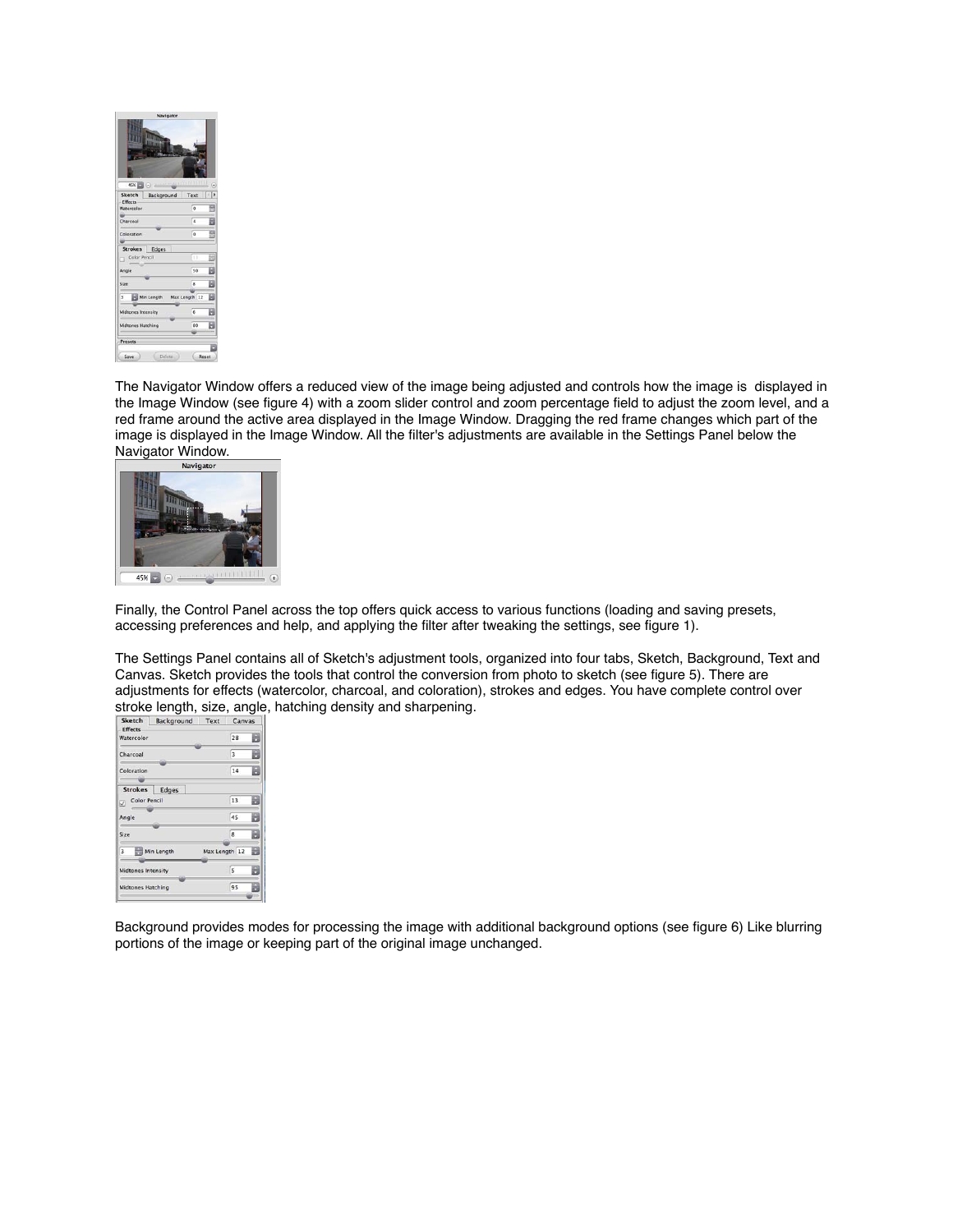The Navigator Window offers a reduced view of the image being adjusted and controls how the image is displayed in the Image Window (see figure 4) with a zoom slider control and zoom percentage field to adjust the zoom level, and a red frame around the active area displayed in the Image Window. Dragging the red frame changes which part of the image is displayed in the Image Window. All the filter's adjustments are available in the Settings Panel below the Navigator Window.

Finally, the Control Panel across the top offers quick access to various functions (loading and saving presets, accessing preferences and help, and applying the filter after tweaking the settings, see figure 1).

The Settings Panel contains all of Sketch's adjustment tools, organized into four tabs, Sketch, Background, Text and Canvas. Sketch provides the tools that control the conversion from photo to sketch (see figure 5). There are adjustments for effects (watercolor, charcoal, and coloration), strokes and edges. You have complete control over stroke length, size, angle, hatching density and sharpening.

Background provides modes for processing the image with additional background options (see figure 6) Like blurring portions of the image or keeping part of the original image unchanged.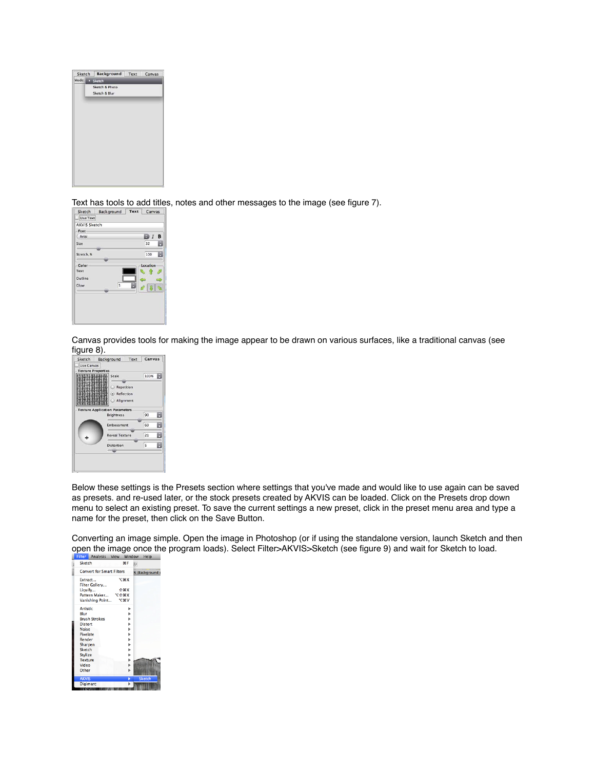Text has tools to add titles, notes and other messages to the image (see figure 7).

Canvas provides tools for making the image appear to be drawn on various surfaces, like a traditional canvas (see figure 8).

Below these settings is the Presets section where settings that you've made and would like to use again can be saved as presets. and re-used later, or the stock presets created by AKVIS can be loaded. Click on the Presets drop down menu to select an existing preset. To save the current settings a new preset, click in the preset menu area and type a name for the preset, then click on the Save Button.

Converting an image simple. Open the image in Photoshop (or if using the standalone version, launch Sketch and then open the image once the program loads). Select Filter>AKVIS>Sketch (see figure 9) and wait for Sketch to load.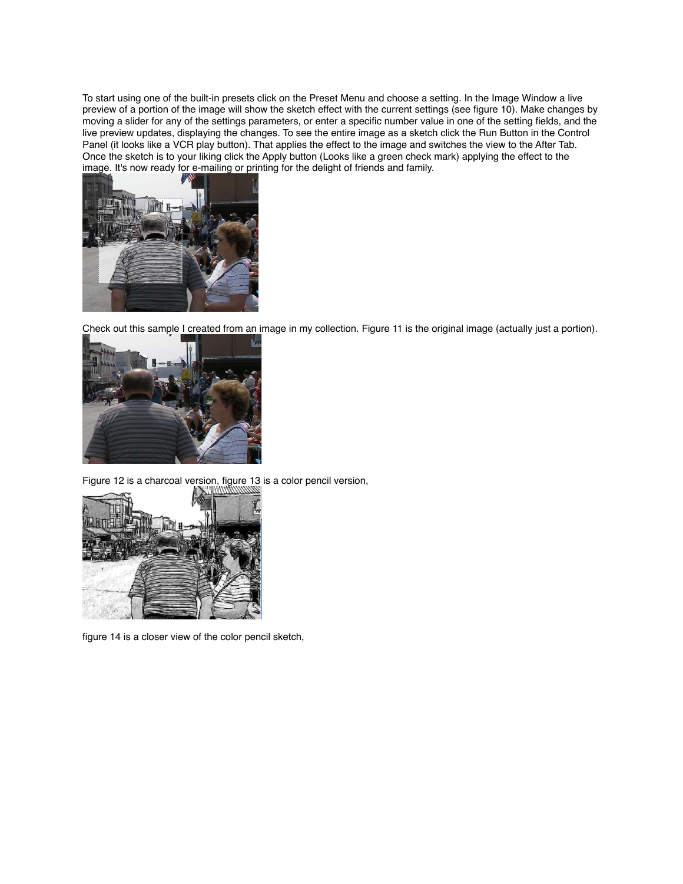To start using one of the built-in presets click on the Preset Menu and choose a setting. In the Image Window a live preview of a portion of the image will show the sketch effect with the current settings (see figure 10). Make changes by moving a slider for any of the settings parameters, or enter a specific number value in one of the setting fields, and the live preview updates, displaying the changes. To see the entire image as a sketch click the Run Button in the Control Panel (it looks like a VCR play button). That applies the effect to the image and switches the view to the After Tab. Once the sketch is to your liking click the Apply button (Looks like a green check mark) applying the effect to the image. It's now ready for e-mailing or printing for the delight of friends and family.

Check out this sample I created from an image in my collection. Figure 11 is the original image (actually just a portion).

Figure 12 is a charcoal version, figure 13 is a color pencil version,

figure 14 is a closer view of the color pencil sketch,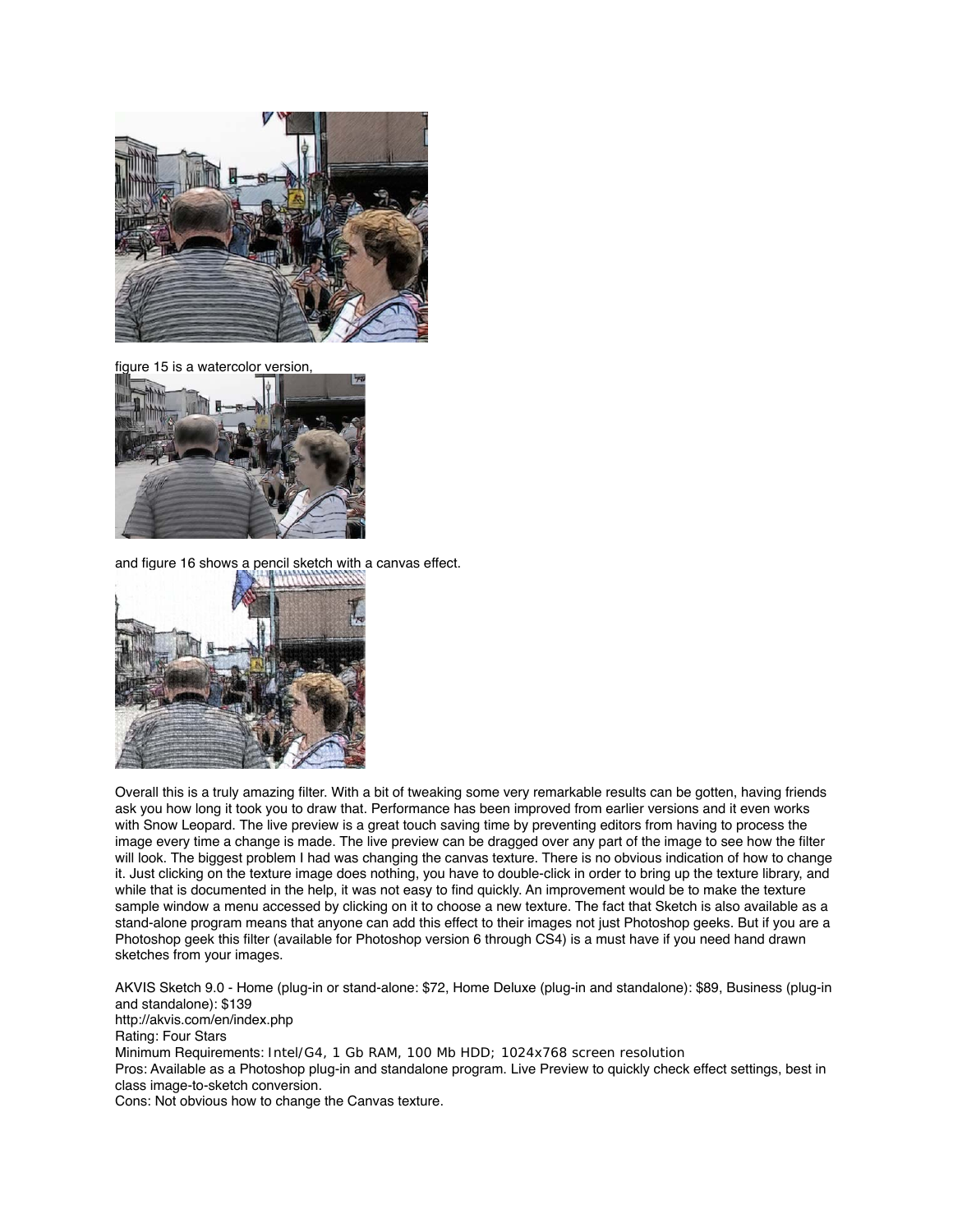figure 15 is a watercolor version,

and figure 16 shows a pencil sketch with a canvas effect.

Overall this is a truly amazing filter. With a bit of tweaking some very remarkable results can be gotten, having friends ask you how long it took you to draw that. Performance has been improved from earlier versions and it even works with Snow Leopard. The live preview is a great touch saving time by preventing editors from having to process the image every time a change is made. The live preview can be dragged over any part of the image to see how the filter will look. The biggest problem I had was changing the canvas texture. There is no obvious indication of how to change it. Just clicking on the texture image does nothing, you have to double-click in order to bring up the texture library, and while that is documented in the help, it was not easy to find quickly. An improvement would be to make the texture sample window a menu accessed by clicking on it to choose a new texture. The fact that Sketch is also available as a stand-alone program means that anyone can add this effect to their images not just Photoshop geeks. But if you are a Photoshop geek this filter (available for Photoshop version 6 through CS4) is a must have if you need hand drawn sketches from your images.

AKVIS Sketch 9.0 - Home (plug-in or stand-alone: $72, Home Deluxe (plug-in and standalone): $89, Business (plug-in and standalone): $139
http://akvis.com/en/index.php
Rating: Four Stars
Minimum Requirements: Intel/G4, 1 Gb RAM, 100 Mb HDD; 1024x768 screen resolution
Pros: Available as a Photoshop plug-in and standalone program. Live Preview to quickly check effect settings, best in class image-to-sketch conversion.
Cons: Not obvious how to change the Canvas texture.